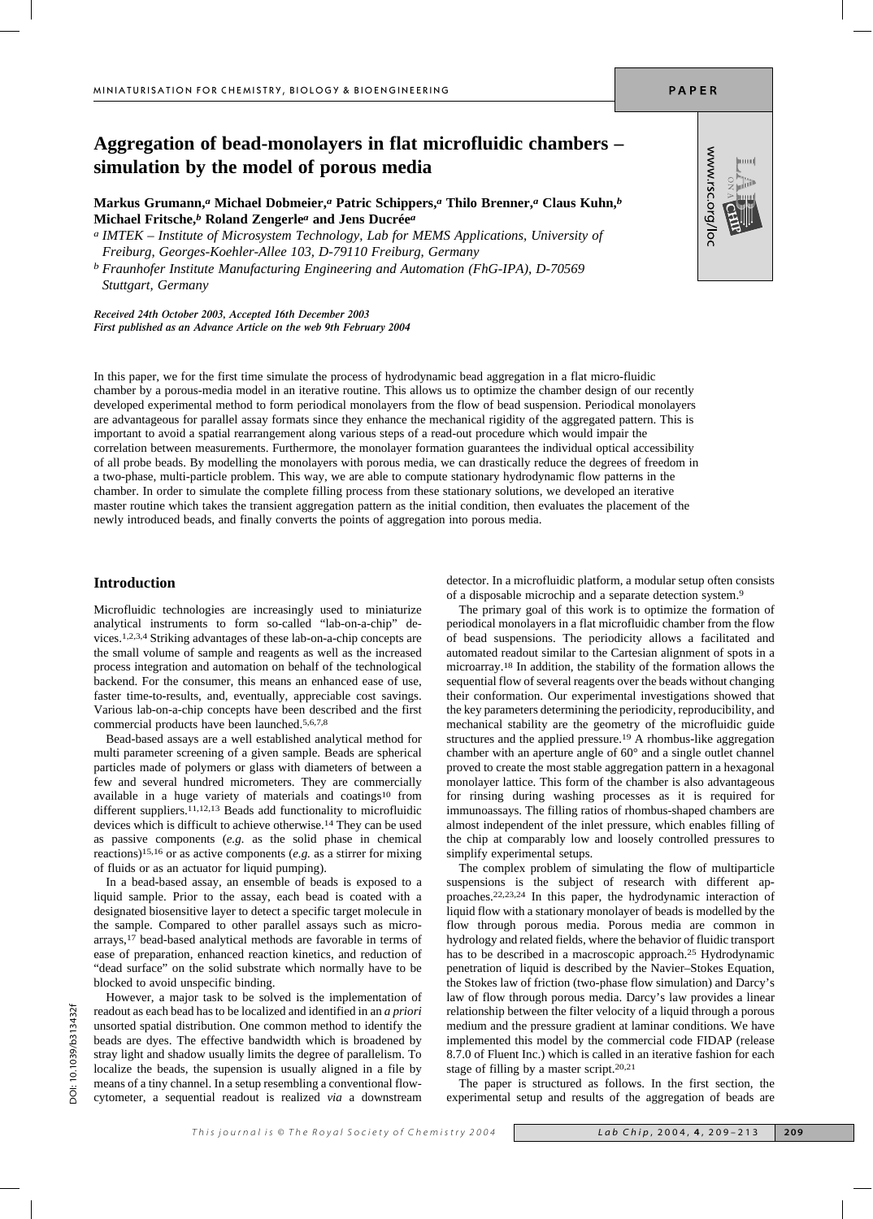# Aggregation of bead-monolayers in flat microfluidic chambers – simulation by the model of porous media

**Markus Grumann,[a] Michael Dobmeier,[a] Patric Schippers,[a] Thilo Brenner,[a] Claus Kuhn,[b] Michael Fritsche,[b] Roland Zengerle[a] and Jens Ducrée[a]**

[a] *IMTEK – Institute of Microsystem Technology, Lab for MEMS Applications, University of Freiburg, Georges-Koehler-Allee 103, D-79110 Freiburg, Germany*

[b] *Fraunhofer Institute Manufacturing Engineering and Automation (FhG-IPA), D-70569 Stuttgart, Germany*

***Received 24th October 2003, Accepted 16th December 2003***
***First published as an Advance Article on the web 9th February 2004***

In this paper, we for the first time simulate the process of hydrodynamic bead aggregation in a flat micro-fluidic chamber by a porous-media model in an iterative routine. This allows us to optimize the chamber design of our recently developed experimental method to form periodical monolayers from the flow of bead suspension. Periodical monolayers are advantageous for parallel assay formats since they enhance the mechanical rigidity of the aggregated pattern. This is important to avoid a spatial rearrangement along various steps of a read-out procedure which would impair the correlation between measurements. Furthermore, the monolayer formation guarantees the individual optical accessibility of all probe beads. By modelling the monolayers with porous media, we can drastically reduce the degrees of freedom in a two-phase, multi-particle problem. This way, we are able to compute stationary hydrodynamic flow patterns in the chamber. In order to simulate the complete filling process from these stationary solutions, we developed an iterative master routine which takes the transient aggregation pattern as the initial condition, then evaluates the placement of the newly introduced beads, and finally converts the points of aggregation into porous media.

## Introduction

Microfluidic technologies are increasingly used to miniaturize analytical instruments to form so-called "lab-on-a-chip" devices.[1,2,3,4] Striking advantages of these lab-on-a-chip concepts are the small volume of sample and reagents as well as the increased process integration and automation on behalf of the technological backend. For the consumer, this means an enhanced ease of use, faster time-to-results, and, eventually, appreciable cost savings. Various lab-on-a-chip concepts have been described and the first commercial products have been launched.[5,6,7,8]

Bead-based assays are a well established analytical method for multi parameter screening of a given sample. Beads are spherical particles made of polymers or glass with diameters of between a few and several hundred micrometers. They are commercially available in a huge variety of materials and coatings[10] from different suppliers.[11,12,13] Beads add functionality to microfluidic devices which is difficult to achieve otherwise.[14] They can be used as passive components (*e.g.* as the solid phase in chemical reactions)[15,16] or as active components (*e.g.* as a stirrer for mixing of fluids or as an actuator for liquid pumping).

In a bead-based assay, an ensemble of beads is exposed to a liquid sample. Prior to the assay, each bead is coated with a designated biosensitive layer to detect a specific target molecule in the sample. Compared to other parallel assays such as micro-arrays,[17] bead-based analytical methods are favorable in terms of ease of preparation, enhanced reaction kinetics, and reduction of "dead surface" on the solid substrate which normally have to be blocked to avoid unspecific binding.

However, a major task to be solved is the implementation of readout as each bead has to be localized and identified in an *a priori* unsorted spatial distribution. One common method to identify the beads are dyes. The effective bandwidth which is broadened by stray light and shadow usually limits the degree of parallelism. To localize the beads, the supension is usually aligned in a file by means of a tiny channel. In a setup resembling a conventional flow-cytometer, a sequential readout is realized *via* a downstream detector. In a microfluidic platform, a modular setup often consists of a disposable microchip and a separate detection system.[9]

The primary goal of this work is to optimize the formation of periodical monolayers in a flat microfluidic chamber from the flow of bead suspensions. The periodicity allows a facilitated and automated readout similar to the Cartesian alignment of spots in a microarray.[18] In addition, the stability of the formation allows the sequential flow of several reagents over the beads without changing their conformation. Our experimental investigations showed that the key parameters determining the periodicity, reproducibility, and mechanical stability are the geometry of the microfluidic guide structures and the applied pressure.[19] A rhombus-like aggregation chamber with an aperture angle of 60° and a single outlet channel proved to create the most stable aggregation pattern in a hexagonal monolayer lattice. This form of the chamber is also advantageous for rinsing during washing processes as it is required for immunoassays. The filling ratios of rhombus-shaped chambers are almost independent of the inlet pressure, which enables filling of the chip at comparably low and loosely controlled pressures to simplify experimental setups.

The complex problem of simulating the flow of multiparticle suspensions is the subject of research with different approaches.[22,23,24] In this paper, the hydrodynamic interaction of liquid flow with a stationary monolayer of beads is modelled by the flow through porous media. Porous media are common in hydrology and related fields, where the behavior of fluidic transport has to be described in a macroscopic approach.[25] Hydrodynamic penetration of liquid is described by the Navier–Stokes Equation, the Stokes law of friction (two-phase flow simulation) and Darcy's law of flow through porous media. Darcy's law provides a linear relationship between the filter velocity of a liquid through a porous medium and the pressure gradient at laminar conditions. We have implemented this model by the commercial code FIDAP (release 8.7.0 of Fluent Inc.) which is called in an iterative fashion for each stage of filling by a master script.[20,21]

The paper is structured as follows. In the first section, the experimental setup and results of the aggregation of beads are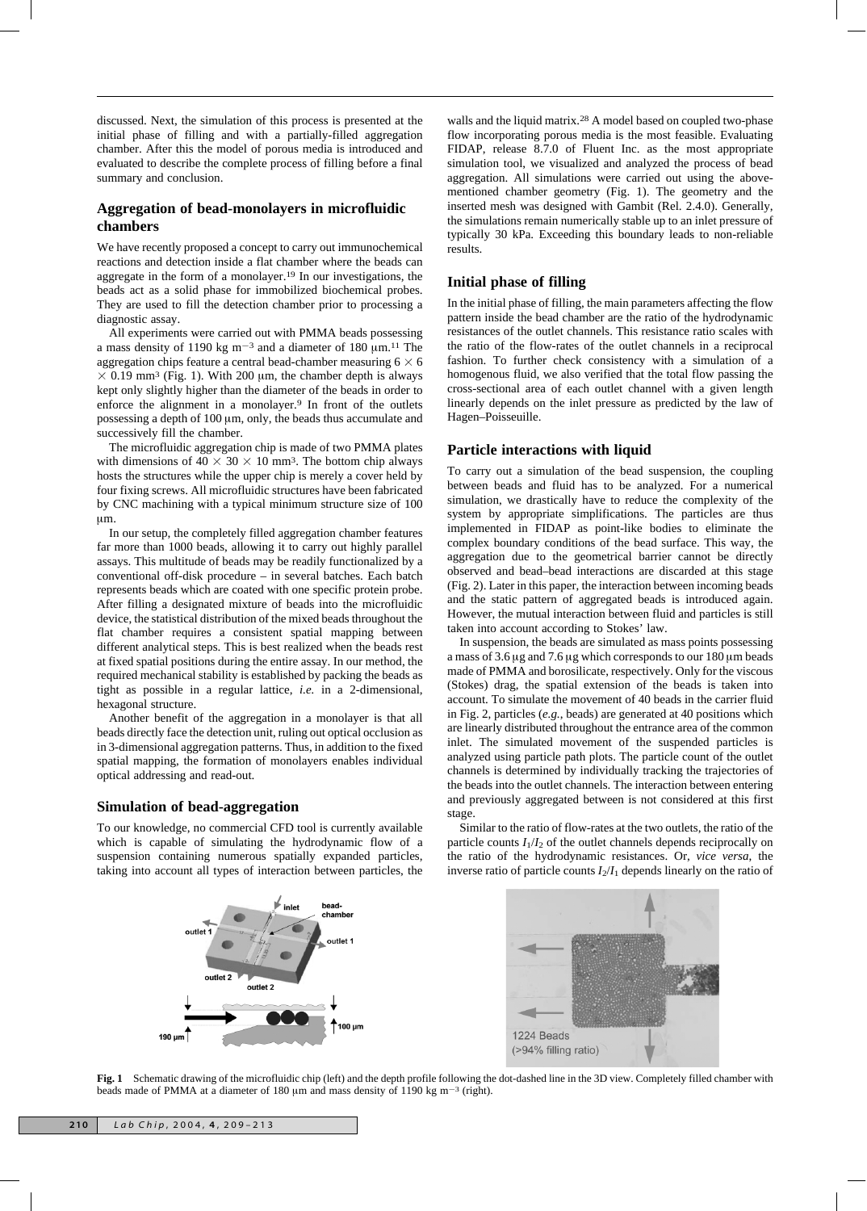discussed. Next, the simulation of this process is presented at the initial phase of filling and with a partially-filled aggregation chamber. After this the model of porous media is introduced and evaluated to describe the complete process of filling before a final summary and conclusion.

## Aggregation of bead-monolayers in microfluidic chambers

We have recently proposed a concept to carry out immunochemical reactions and detection inside a flat chamber where the beads can aggregate in the form of a monolayer.[19] In our investigations, the beads act as a solid phase for immobilized biochemical probes. They are used to fill the detection chamber prior to processing a diagnostic assay.

All experiments were carried out with PMMA beads possessing a mass density of 1190 kg $m^{-3}$ and a diameter of 180 μm.[11] The aggregation chips feature a central bead-chamber measuring $6 \times 6 \times 0.19$ $mm^3$ (Fig. 1). With 200 μm, the chamber depth is always kept only slightly higher than the diameter of the beads in order to enforce the alignment in a monolayer.[9] In front of the outlets possessing a depth of 100 μm, only, the beads thus accumulate and successively fill the chamber.

The microfluidic aggregation chip is made of two PMMA plates with dimensions of $40 \times 30 \times 10$ $mm^3$. The bottom chip always hosts the structures while the upper chip is merely a cover held by four fixing screws. All microfluidic structures have been fabricated by CNC machining with a typical minimum structure size of 100 μm.

In our setup, the completely filled aggregation chamber features far more than 1000 beads, allowing it to carry out highly parallel assays. This multitude of beads may be readily functionalized by a conventional off-disk procedure – in several batches. Each batch represents beads which are coated with one specific protein probe. After filling a designated mixture of beads into the microfluidic device, the statistical distribution of the mixed beads throughout the flat chamber requires a consistent spatial mapping between different analytical steps. This is best realized when the beads rest at fixed spatial positions during the entire assay. In our method, the required mechanical stability is established by packing the beads as tight as possible in a regular lattice, *i.e.* in a 2-dimensional, hexagonal structure.

Another benefit of the aggregation in a monolayer is that all beads directly face the detection unit, ruling out optical occlusion as in 3-dimensional aggregation patterns. Thus, in addition to the fixed spatial mapping, the formation of monolayers enables individual optical addressing and read-out.

## Simulation of bead-aggregation

To our knowledge, no commercial CFD tool is currently available which is capable of simulating the hydrodynamic flow of a suspension containing numerous spatially expanded particles, taking into account all types of interaction between particles, the walls and the liquid matrix.[28] A model based on coupled two-phase flow incorporating porous media is the most feasible. Evaluating FIDAP, release 8.7.0 of Fluent Inc. as the most appropriate simulation tool, we visualized and analyzed the process of bead aggregation. All simulations were carried out using the above-mentioned chamber geometry (Fig. 1). The geometry and the inserted mesh was designed with Gambit (Rel. 2.4.0). Generally, the simulations remain numerically stable up to an inlet pressure of typically 30 kPa. Exceeding this boundary leads to non-reliable results.

## Initial phase of filling

In the initial phase of filling, the main parameters affecting the flow pattern inside the bead chamber are the ratio of the hydrodynamic resistances of the outlet channels. This resistance ratio scales with the ratio of the flow-rates of the outlet channels in a reciprocal fashion. To further check consistency with a simulation of a homogenous fluid, we also verified that the total flow passing the cross-sectional area of each outlet channel with a given length linearly depends on the inlet pressure as predicted by the law of Hagen–Poiseuille.

## Particle interactions with liquid

To carry out a simulation of the bead suspension, the coupling between beads and fluid has to be analyzed. For a numerical simulation, we drastically have to reduce the complexity of the system by appropriate simplifications. The particles are thus implemented in FIDAP as point-like bodies to eliminate the complex boundary conditions of the bead surface. This way, the aggregation due to the geometrical barrier cannot be directly observed and bead–bead interactions are discarded at this stage (Fig. 2). Later in this paper, the interaction between incoming beads and the static pattern of aggregated beads is introduced again. However, the mutual interaction between fluid and particles is still taken into account according to Stokes' law.

In suspension, the beads are simulated as mass points possessing a mass of 3.6 μg and 7.6 μg which corresponds to our 180 μm beads made of PMMA and borosilicate, respectively. Only for the viscous (Stokes) drag, the spatial extension of the beads is taken into account. To simulate the movement of 40 beads in the carrier fluid in Fig. 2, particles (*e.g.*, beads) are generated at 40 positions which are linearly distributed throughout the entrance area of the common inlet. The simulated movement of the suspended particles is analyzed using particle path plots. The particle count of the outlet channels is determined by individually tracking the trajectories of the beads into the outlet channels. The interaction between entering and previously aggregated between is not considered at this first stage.

Similar to the ratio of flow-rates at the two outlets, the ratio of the particle counts $I_1/I_2$ of the outlet channels depends reciprocally on the ratio of the hydrodynamic resistances. Or, *vice versa*, the inverse ratio of particle counts $I_2/I_1$ depends linearly on the ratio of

**Fig. 1** Schematic drawing of the microfluidic chip (left) and the depth profile following the dot-dashed line in the 3D view. Completely filled chamber with beads made of PMMA at a diameter of 180 μm and mass density of 1190 kg $m^{-3}$ (right).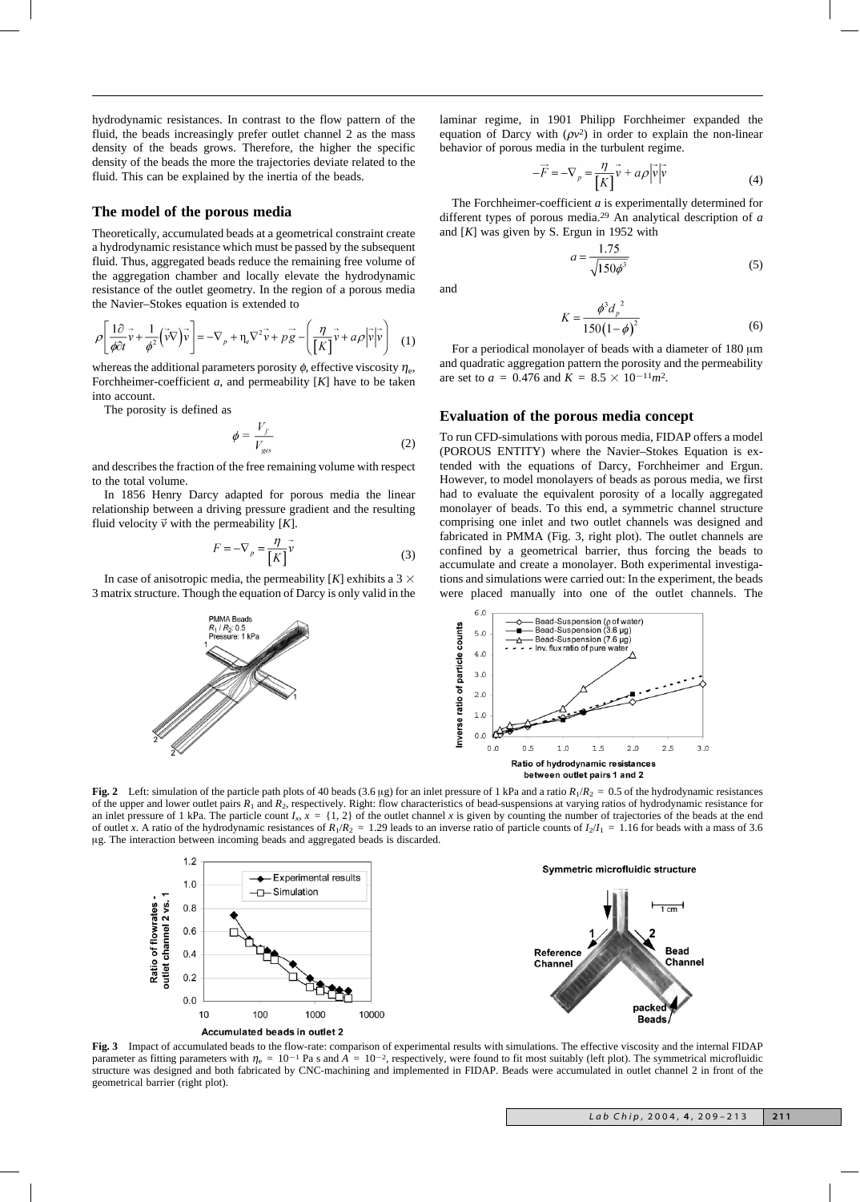hydrodynamic resistances. In contrast to the flow pattern of the fluid, the beads increasingly prefer outlet channel 2 as the mass density of the beads grows. Therefore, the higher the specific density of the beads the more the trajectories deviate related to the fluid. This can be explained by the inertia of the beads.

## The model of the porous media

Theoretically, accumulated beads at a geometrical constraint create a hydrodynamic resistance which must be passed by the subsequent fluid. Thus, aggregated beads reduce the remaining free volume of the aggregation chamber and locally elevate the hydrodynamic resistance of the outlet geometry. In the region of a porous media the Navier–Stokes equation is extended to

$$\rho\left[\frac{1\partial}{\phi\partial t}\vec{v}+\frac{1}{\phi^2}\left(\vec{v}\nabla\right)\vec{v}\right]=-\nabla_p+\eta_e\nabla^2\vec{v}+p\vec{g}-\left(\frac{\eta}{[K]}\vec{v}+a\rho\left|\vec{v}\right|\vec{v}\right) \quad (1)$$

whereas the additional parameters porosity $\phi$, effective viscosity $\eta_e$, Forchheimer-coefficient $a$, and permeability $[K]$ have to be taken into account.

The porosity is defined as

$$\phi=\frac{V_f}{V_{ges}} \quad (2)$$

and describes the fraction of the free remaining volume with respect to the total volume.

In 1856 Henry Darcy adapted for porous media the linear relationship between a driving pressure gradient and the resulting fluid velocity $\vec{v}$ with the permeability $[K]$.

$$F=-\nabla_p=\frac{\eta}{[K]}\vec{v} \quad (3)$$

In case of anisotropic media, the permeability $[K]$ exhibits a 3 × 3 matrix structure. Though the equation of Darcy is only valid in the laminar regime, in 1901 Philipp Forchheimer expanded the equation of Darcy with ($\rho v^2$) in order to explain the non-linear behavior of porous media in the turbulent regime.

$$-\vec{F}=-\nabla_p=\frac{\eta}{[K]}\vec{v}+a\rho\left|\vec{v}\right|\vec{v} \quad (4)$$

The Forchheimer-coefficient $a$ is experimentally determined for different types of porous media.[29] An analytical description of $a$ and $[K]$ was given by S. Ergun in 1952 with

$$a=\frac{1.75}{\sqrt{150\phi^3}} \quad (5)$$

and

$$K=\frac{\phi^3 d_p^{\,2}}{150\left(1-\phi\right)^2} \quad (6)$$

For a periodical monolayer of beads with a diameter of 180 μm and quadratic aggregation pattern the porosity and the permeability are set to $a = 0.476$ and $K = 8.5 \times 10^{-11} m^2$.

## Evaluation of the porous media concept

To run CFD-simulations with porous media, FIDAP offers a model (POROUS ENTITY) where the Navier–Stokes Equation is extended with the equations of Darcy, Forchheimer and Ergun. However, to model monolayers of beads as porous media, we first had to evaluate the equivalent porosity of a locally aggregated monolayer of beads. To this end, a symmetric channel structure comprising one inlet and two outlet channels was designed and fabricated in PMMA (Fig. 3, right plot). The outlet channels are confined by a geometrical barrier, thus forcing the beads to accumulate and create a monolayer. Both experimental investigations and simulations were carried out: In the experiment, the beads were placed manually into one of the outlet channels. The

**Fig. 2** Left: simulation of the particle path plots of 40 beads (3.6 μg) for an inlet pressure of 1 kPa and a ratio $R_1/R_2 = 0.5$ of the hydrodynamic resistances of the upper and lower outlet pairs $R_1$ and $R_2$, respectively. Right: flow characteristics of bead-suspensions at varying ratios of hydrodynamic resistance for an inlet pressure of 1 kPa. The particle count $I_x$, $x = \{1, 2\}$ of the outlet channel $x$ is given by counting the number of trajectories of the beads at the end of outlet $x$. A ratio of the hydrodynamic resistances of $R_1/R_2 = 1.29$ leads to an inverse ratio of particle counts of $I_2/I_1 = 1.16$ for beads with a mass of 3.6 μg. The interaction between incoming beads and aggregated beads is discarded.

**Fig. 3** Impact of accumulated beads to the flow-rate: comparison of experimental results with simulations. The effective viscosity and the internal FIDAP parameter as fitting parameters with $\eta_e = 10^{-1}$ Pa s and $A = 10^{-2}$, respectively, were found to fit most suitably (left plot). The symmetrical microfluidic structure was designed and both fabricated by CNC-machining and implemented in FIDAP. Beads were accumulated in outlet channel 2 in front of the geometrical barrier (right plot).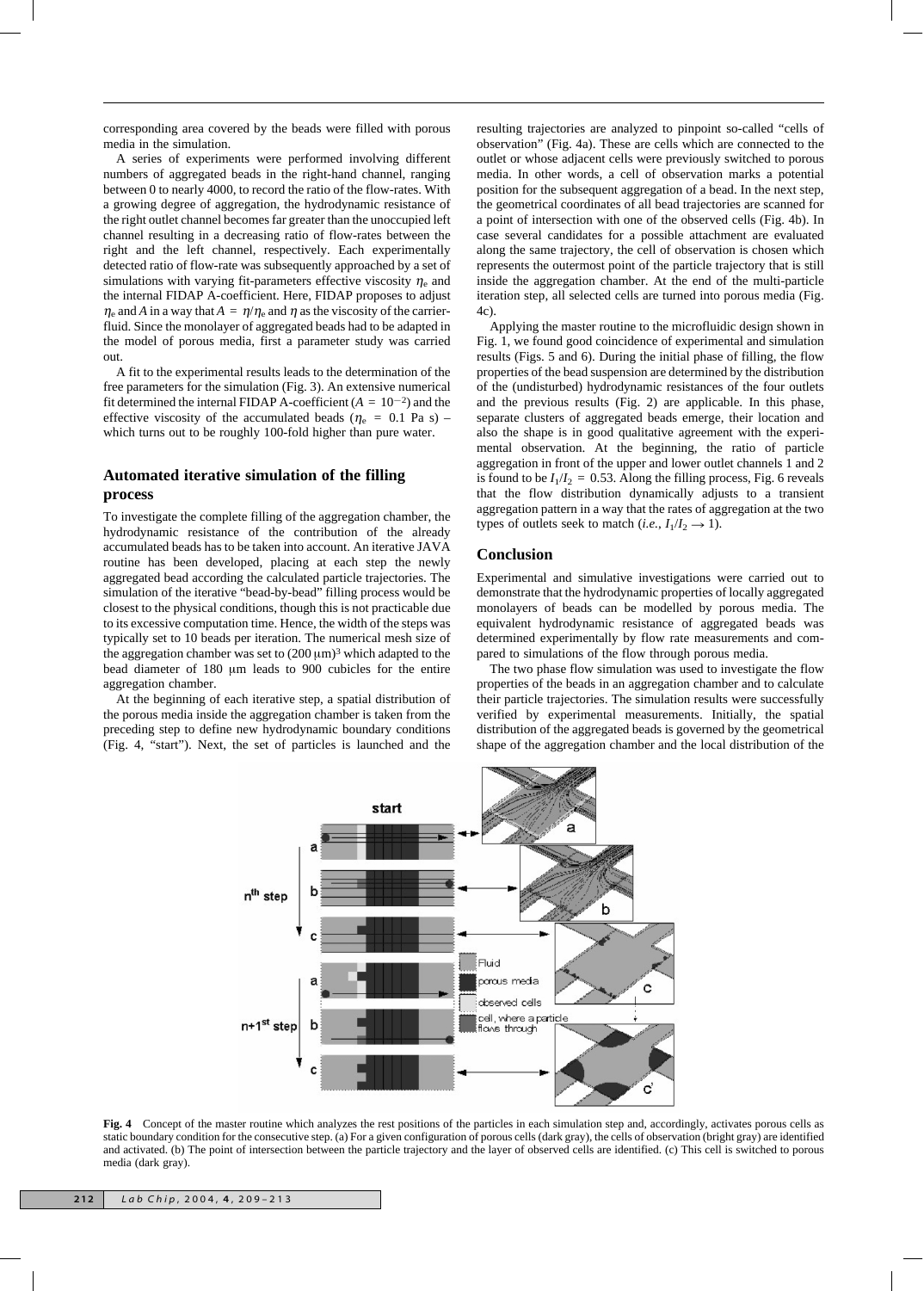corresponding area covered by the beads were filled with porous media in the simulation.

A series of experiments were performed involving different numbers of aggregated beads in the right-hand channel, ranging between 0 to nearly 4000, to record the ratio of the flow-rates. With a growing degree of aggregation, the hydrodynamic resistance of the right outlet channel becomes far greater than the unoccupied left channel resulting in a decreasing ratio of flow-rates between the right and the left channel, respectively. Each experimentally detected ratio of flow-rate was subsequently approached by a set of simulations with varying fit-parameters effective viscosity $\eta_e$ and the internal FIDAP A-coefficient. Here, FIDAP proposes to adjust $\eta_e$ and $A$ in a way that $A = \eta/\eta_e$ and $\eta$ as the viscosity of the carrier-fluid. Since the monolayer of aggregated beads had to be adapted in the model of porous media, first a parameter study was carried out.

A fit to the experimental results leads to the determination of the free parameters for the simulation (Fig. 3). An extensive numerical fit determined the internal FIDAP A-coefficient ($A = 10^{-2}$) and the effective viscosity of the accumulated beads ($\eta_e = 0.1$ Pa s) – which turns out to be roughly 100-fold higher than pure water.

## Automated iterative simulation of the filling process

To investigate the complete filling of the aggregation chamber, the hydrodynamic resistance of the contribution of the already accumulated beads has to be taken into account. An iterative JAVA routine has been developed, placing at each step the newly aggregated bead according the calculated particle trajectories. The simulation of the iterative "bead-by-bead" filling process would be closest to the physical conditions, though this is not practicable due to its excessive computation time. Hence, the width of the steps was typically set to 10 beads per iteration. The numerical mesh size of the aggregation chamber was set to $(200\ \mu\text{m})^3$ which adapted to the bead diameter of 180 μm leads to 900 cubicles for the entire aggregation chamber.

At the beginning of each iterative step, a spatial distribution of the porous media inside the aggregation chamber is taken from the preceding step to define new hydrodynamic boundary conditions (Fig. 4, "start"). Next, the set of particles is launched and the resulting trajectories are analyzed to pinpoint so-called "cells of observation" (Fig. 4a). These are cells which are connected to the outlet or whose adjacent cells were previously switched to porous media. In other words, a cell of observation marks a potential position for the subsequent aggregation of a bead. In the next step, the geometrical coordinates of all bead trajectories are scanned for a point of intersection with one of the observed cells (Fig. 4b). In case several candidates for a possible attachment are evaluated along the same trajectory, the cell of observation is chosen which represents the outermost point of the particle trajectory that is still inside the aggregation chamber. At the end of the multi-particle iteration step, all selected cells are turned into porous media (Fig. 4c).

Applying the master routine to the microfluidic design shown in Fig. 1, we found good coincidence of experimental and simulation results (Figs. 5 and 6). During the initial phase of filling, the flow properties of the bead suspension are determined by the distribution of the (undisturbed) hydrodynamic resistances of the four outlets and the previous results (Fig. 2) are applicable. In this phase, separate clusters of aggregated beads emerge, their location and also the shape is in good qualitative agreement with the experimental observation. At the beginning, the ratio of particle aggregation in front of the upper and lower outlet channels 1 and 2 is found to be $I_1/I_2 = 0.53$. Along the filling process, Fig. 6 reveals that the flow distribution dynamically adjusts to a transient aggregation pattern in a way that the rates of aggregation at the two types of outlets seek to match (*i.e.*, $I_1/I_2 \rightarrow 1$).

## Conclusion

Experimental and simulative investigations were carried out to demonstrate that the hydrodynamic properties of locally aggregated monolayers of beads can be modelled by porous media. The equivalent hydrodynamic resistance of aggregated beads was determined experimentally by flow rate measurements and compared to simulations of the flow through porous media.

The two phase flow simulation was used to investigate the flow properties of the beads in an aggregation chamber and to calculate their particle trajectories. The simulation results were successfully verified by experimental measurements. Initially, the spatial distribution of the aggregated beads is governed by the geometrical shape of the aggregation chamber and the local distribution of the

**Fig. 4** Concept of the master routine which analyzes the rest positions of the particles in each simulation step and, accordingly, activates porous cells as static boundary condition for the consecutive step. (a) For a given configuration of porous cells (dark gray), the cells of observation (bright gray) are identified and activated. (b) The point of intersection between the particle trajectory and the layer of observed cells are identified. (c) This cell is switched to porous media (dark gray).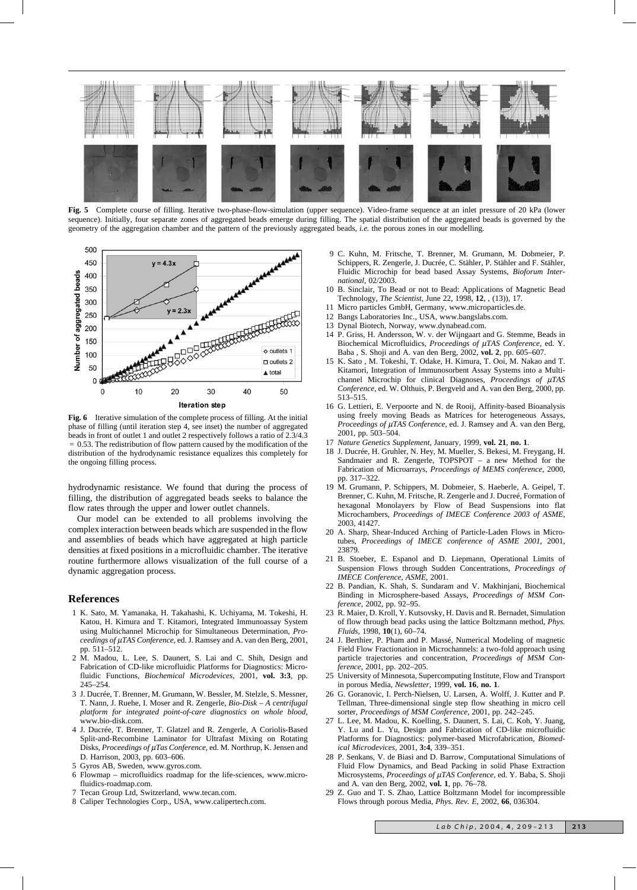**Fig. 5** Complete course of filling. Iterative two-phase-flow-simulation (upper sequence). Video-frame sequence at an inlet pressure of 20 kPa (lower sequence). Initially, four separate zones of aggregated beads emerge during filling. The spatial distribution of the aggregated beads is governed by the geometry of the aggregation chamber and the pattern of the previously aggregated beads, *i.e.* the porous zones in our modelling.

y = 4.3x
y = 2.3x
Number of aggregated beads
Iteration step
outlets 1
outlets 2
total

**Fig. 6** Iterative simulation of the complete process of filling. At the initial phase of filling (until iteration step 4, see inset) the number of aggregated beads in front of outlet 1 and outlet 2 respectively follows a ratio of 2.3/4.3 = 0.53. The redistribution of flow pattern caused by the modification of the distribution of the hydrodynamic resistance equalizes this completely for the ongoing filling process.

hydrodynamic resistance. We found that during the process of filling, the distribution of aggregated beads seeks to balance the flow rates through the upper and lower outlet channels.

Our model can be extended to all problems involving the complex interaction between beads which are suspended in the flow and assemblies of beads which have aggregated at high particle densities at fixed positions in a microfluidic chamber. The iterative routine furthermore allows visualization of the full course of a dynamic aggregation process.

## References

1. K. Sato, M. Yamanaka, H. Takahashi, K. Uchiyama, M. Tokeshi, H. Katou, H. Kimura and T. Kitamori, Integrated Immunoassay System using Multichannel Microchip for Simultaneous Determination, *Proceedings of μTAS Conference*, ed. J. Ramsey and A. van den Berg, 2001, pp. 511–512.
2. M. Madou, L. Lee, S. Daunert, S. Lai and C. Shih, Design and Fabrication of CD-like microfluidic Platforms for Diagnostics: Microfluidic Functions, *Biochemical Microdevices*, 2001, **vol. 3:3**, pp. 245–254.
3. J. Ducrée, T. Brenner, M. Grumann, W. Bessler, M. Stelzle, S. Messner, T. Nann, J. Ruehe, I. Moser and R. Zengerle, *Bio-Disk – A centrifugal platform for integrated point-of-care diagnostics on whole blood*, www.bio-disk.com.
4. J. Ducrée, T. Brenner, T. Glatzel and R. Zengerle, A Coriolis-Based Split-and-Recombine Laminator for Ultrafast Mixing on Rotating Disks, *Proceedings of μTas Conference*, ed. M. Northrup, K. Jensen and D. Harrison, 2003, pp. 603–606.
5. Gyros AB, Sweden, www.gyros.com.
6. Flowmap – microfluidics roadmap for the life-sciences, www.microfluidics-roadmap.com.
7. Tecan Group Ltd, Switzerland, www.tecan.com.
8. Caliper Technologies Corp., USA, www.calipertech.com.
9. C. Kuhn, M. Fritsche, T. Brenner, M. Grumann, M. Dobmeier, P. Schippers, R. Zengerle, J. Ducrée, C. Stähler, P. Stähler and F. Stähler, Fluidic Microchip for bead based Assay Systems, *Bioforum International*, 02/2003.
10. B. Sinclair, To Bead or not to Bead: Applications of Magnetic Bead Technology, *The Scientist*, June 22, 1998, **12**, , (13)), 17.
11. Micro particles GmbH, Germany, www.microparticles.de.
12. Bangs Laboratories Inc., USA, www.bangslabs.com.
13. Dynal Biotech, Norway, www.dynabead.com.
14. P. Griss, H. Andersson, W. v. der Wijngaart and G. Stemme, Beads in Biochemical Microfluidics, *Proceedings of μTAS Conference*, ed. Y. Baba , S. Shoji and A. van den Berg, 2002, **vol. 2**, pp. 605–607.
15. K. Sato , M. Tokeshi, T. Odake, H. Kimura, T. Ooi, M. Nakao and T. Kitamori, Integration of Immunosorbent Assay Systems into a Multichannel Microchip for clinical Diagnoses, *Proceedings of μTAS Conference*, ed. W. Olthuis, P. Bergveld and A. van den Berg, 2000, pp. 513–515.
16. G. Lettieri, E. Verpoorte and N. de Rooij, Affinity-based Bioanalysis using freely moving Beads as Matrices for heterogeneous Assays, *Proceedings of μTAS Conference*, ed. J. Ramsey and A. van den Berg, 2001, pp. 503–504.
17. *Nature Genetics Supplement*, January, 1999, **vol. 21**, **no. 1**.
18. J. Ducrée, H. Gruhler, N. Hey, M. Mueller, S. Bekesi, M. Freygang, H. Sandmaier and R. Zengerle, TOPSPOT – a new Method for the Fabrication of Microarrays, *Proceedings of MEMS conference*, 2000, pp. 317–322.
19. M. Grumann, P. Schippers, M. Dobmeier, S. Haeberle, A. Geipel, T. Brenner, C. Kuhn, M. Fritsche, R. Zengerle and J. Ducreé, Formation of hexagonal Monolayers by Flow of Bead Suspensions into flat Microchambers, *Proceedings of IMECE Conference 2003 of ASME*, 2003, 41427.
20. A. Sharp, Shear-Induced Arching of Particle-Laden Flows in Microtubes, *Proceedings of IMECE conference of ASME 2001*, 2001, 23879.
21. B. Stoeber, E. Espanol and D. Liepmann, Operational Limits of Suspension Flows through Sudden Concentrations, *Proceedings of IMECE Conference, ASME*, 2001.
22. B. Pandian, K. Shah, S. Sundaram and V. Makhinjani, Biochemical Binding in Microsphere-based Assays, *Proceedings of MSM Conference*, 2002, pp. 92–95.
23. R. Maier, D. Kroll, Y. Kutsovsky, H. Davis and R. Bernadet, Simulation of flow through bead packs using the lattice Boltzmann method, *Phys. Fluids*, 1998, **10**(1), 60–74.
24. J. Berthier, P. Pham and P. Massé, Numerical Modeling of magnetic Field Flow Fractionation in Microchannels: a two-fold approach using particle trajectories and concentration, *Proceedings of MSM Conference*, 2001, pp. 202–205.
25. University of Minnesota, Supercomputing Institute, Flow and Transport in porous Media, *Newsletter*, 1999, **vol. 16**, **no. 1**.
26. G. Goranovic, I. Perch-Nielsen, U. Larsen, A. Wolff, J. Kutter and P. Tellman, Three-dimensional single step flow sheathing in micro cell sorter, *Proceedings of MSM Conference*, 2001, pp. 242–245.
27. L. Lee, M. Madou, K. Koelling, S. Daunert, S. Lai, C. Koh, Y. Juang, Y. Lu and L. Yu, Design and Fabrication of CD-like microfluidic Platforms for Diagnostics: polymer-based Microfabrication, *Biomedical Microdevices*, 2001, **3:4**, 339–351.
28. P. Senkans, V. de Biasi and D. Barrow, Computational Simulations of Fluid Flow Dynamics, and Bead Packing in solid Phase Extraction Microsystems, *Proceedings of μTAS Conference*, ed. Y. Baba, S. Shoji and A. van den Berg, 2002, **vol. 1**, pp. 76–78.
29. Z. Guo and T. S. Zhao, Lattice Boltzmann Model for incompressible Flows through porous Media, *Phys. Rev. E*, 2002, **66**, 036304.